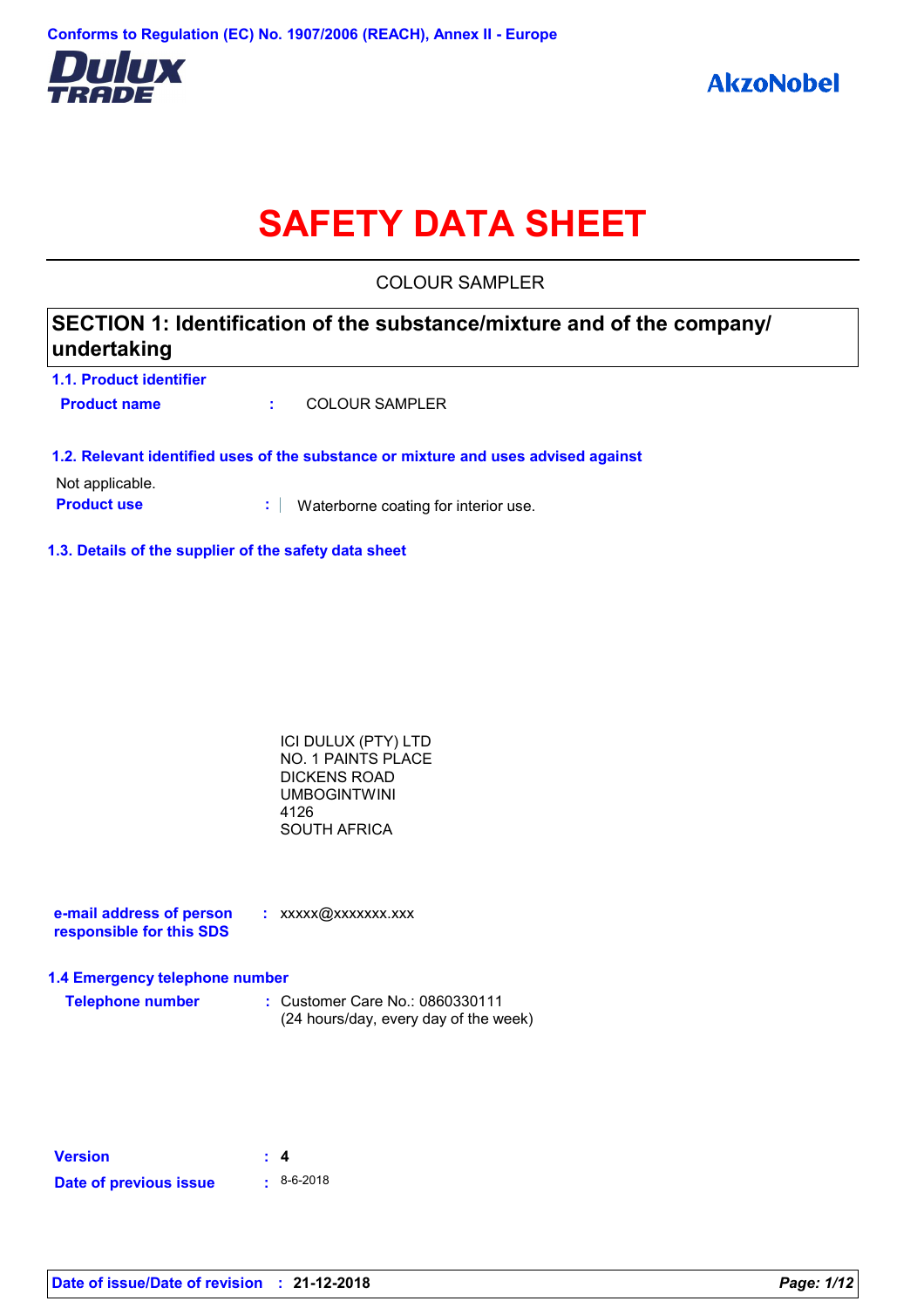Conforms to Regulation (EC) No. 1907/2006 (REACH), Annex II - Europe

Dulux TRADE

AkzoNobel

# SAFETY DATA SHEET

COLOUR SAMPLER

## SECTION 1: Identification of the substance/mixture and of the company/ undertaking

### 1.1. Product identifier

**Product name** : COLOUR SAMPLER

### 1.2. Relevant identified uses of the substance or mixture and uses advised against

Not applicable.

**Product use** : Waterborne coating for interior use.

### 1.3. Details of the supplier of the safety data sheet

ICI DULUX (PTY) LTD
NO. 1 PAINTS PLACE
DICKENS ROAD
UMBOGINTWINI
4126
SOUTH AFRICA

**e-mail address of person responsible for this SDS** : xxxxx@xxxxxxx.xxx

### 1.4 Emergency telephone number

**Telephone number** : Customer Care No.: 0860330111
(24 hours/day, every day of the week)

**Version** : **4**

**Date of previous issue** : 8-6-2018

**Date of issue/Date of revision** : **21-12-2018**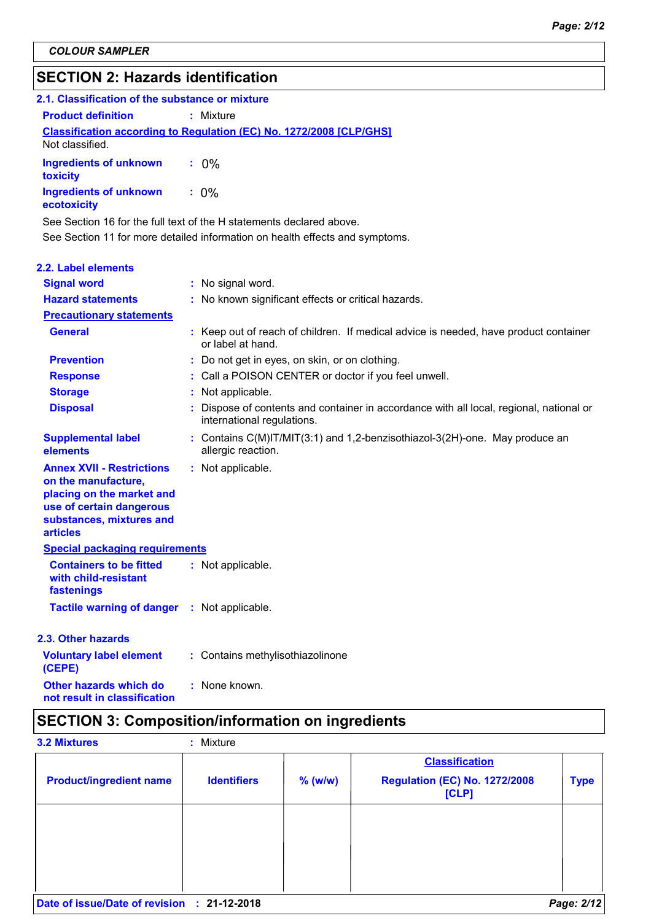COLOUR SAMPLER

## SECTION 2: Hazards identification

### 2.1. Classification of the substance or mixture

**Product definition** : Mixture

**Classification according to Regulation (EC) No. 1272/2008 [CLP/GHS]**

Not classified.

**Ingredients of unknown toxicity** : 0%

**Ingredients of unknown ecotoxicity** : 0%

See Section 16 for the full text of the H statements declared above.

See Section 11 for more detailed information on health effects and symptoms.

### 2.2. Label elements

**Signal word** : No signal word.

**Hazard statements** : No known significant effects or critical hazards.

**Precautionary statements**

**General** : Keep out of reach of children. If medical advice is needed, have product container or label at hand.

**Prevention** : Do not get in eyes, on skin, or on clothing.

**Response** : Call a POISON CENTER or doctor if you feel unwell.

**Storage** : Not applicable.

**Disposal** : Dispose of contents and container in accordance with all local, regional, national or international regulations.

**Supplemental label elements** : Contains C(M)IT/MIT(3:1) and 1,2-benzisothiazol-3(2H)-one. May produce an allergic reaction.

**Annex XVII - Restrictions on the manufacture, placing on the market and use of certain dangerous substances, mixtures and articles** : Not applicable.

**Special packaging requirements**

**Containers to be fitted with child-resistant fastenings** : Not applicable.

**Tactile warning of danger** : Not applicable.

### 2.3. Other hazards

**Voluntary label element (CEPE)** : Contains methylisothiazolinone

**Other hazards which do not result in classification** : None known.

## SECTION 3: Composition/information on ingredients

**3.2 Mixtures** : Mixture

| Product/ingredient name | Identifiers | % (w/w) | Classification<br>Regulation (EC) No. 1272/2008 [CLP] | Type |
|---|---|---|---|---|
| | | | | |

**Date of issue/Date of revision** : 21-12-2018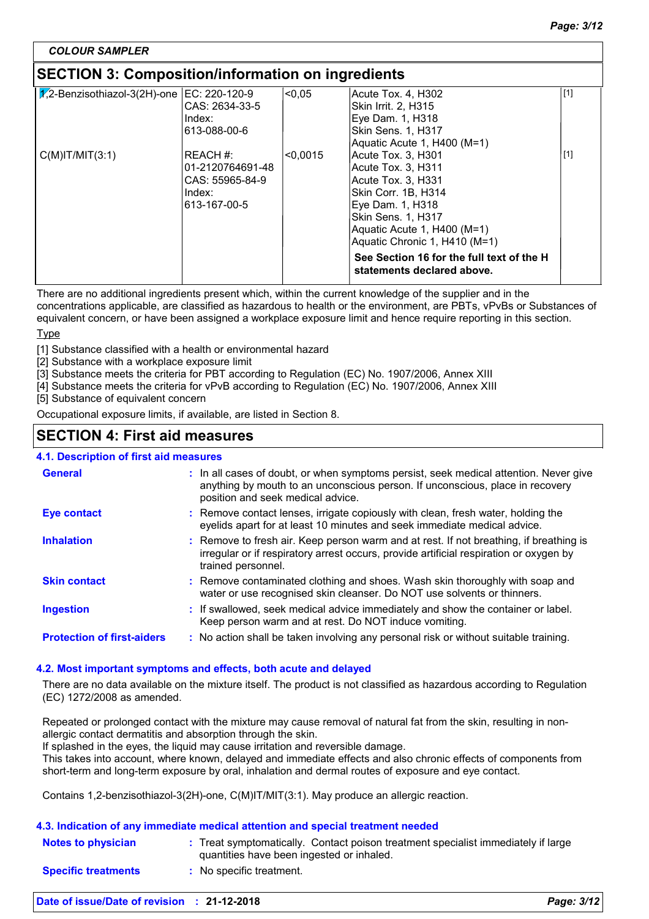COLOUR SAMPLER

## SECTION 3: Composition/information on ingredients

| | | | | |
|---|---|---|---|---|
| 1,2-Benzisothiazol-3(2H)-one | EC: 220-120-9<br>CAS: 2634-33-5<br>Index:<br>613-088-00-6 | <0,05 | Acute Tox. 4, H302<br>Skin Irrit. 2, H315<br>Eye Dam. 1, H318<br>Skin Sens. 1, H317<br>Aquatic Acute 1, H400 (M=1) | [1] |
| C(M)IT/MIT(3:1) | REACH #:<br>01-2120764691-48<br>CAS: 55965-84-9<br>Index:<br>613-167-00-5 | <0,0015 | Acute Tox. 3, H301<br>Acute Tox. 3, H311<br>Acute Tox. 3, H331<br>Skin Corr. 1B, H314<br>Eye Dam. 1, H318<br>Skin Sens. 1, H317<br>Aquatic Acute 1, H400 (M=1)<br>Aquatic Chronic 1, H410 (M=1) | [1] |
| | | | **See Section 16 for the full text of the H statements declared above.** | |

There are no additional ingredients present which, within the current knowledge of the supplier and in the concentrations applicable, are classified as hazardous to health or the environment, are PBTs, vPvBs or Substances of equivalent concern, or have been assigned a workplace exposure limit and hence require reporting in this section.

Type

[1] Substance classified with a health or environmental hazard
[2] Substance with a workplace exposure limit
[3] Substance meets the criteria for PBT according to Regulation (EC) No. 1907/2006, Annex XIII
[4] Substance meets the criteria for vPvB according to Regulation (EC) No. 1907/2006, Annex XIII
[5] Substance of equivalent concern

Occupational exposure limits, if available, are listed in Section 8.

## SECTION 4: First aid measures

### 4.1. Description of first aid measures

**General** : In all cases of doubt, or when symptoms persist, seek medical attention. Never give anything by mouth to an unconscious person. If unconscious, place in recovery position and seek medical advice.

**Eye contact** : Remove contact lenses, irrigate copiously with clean, fresh water, holding the eyelids apart for at least 10 minutes and seek immediate medical advice.

**Inhalation** : Remove to fresh air. Keep person warm and at rest. If not breathing, if breathing is irregular or if respiratory arrest occurs, provide artificial respiration or oxygen by trained personnel.

**Skin contact** : Remove contaminated clothing and shoes. Wash skin thoroughly with soap and water or use recognised skin cleanser. Do NOT use solvents or thinners.

**Ingestion** : If swallowed, seek medical advice immediately and show the container or label. Keep person warm and at rest. Do NOT induce vomiting.

**Protection of first-aiders** : No action shall be taken involving any personal risk or without suitable training.

### 4.2. Most important symptoms and effects, both acute and delayed

There are no data available on the mixture itself. The product is not classified as hazardous according to Regulation (EC) 1272/2008 as amended.

Repeated or prolonged contact with the mixture may cause removal of natural fat from the skin, resulting in non-allergic contact dermatitis and absorption through the skin.
If splashed in the eyes, the liquid may cause irritation and reversible damage.
This takes into account, where known, delayed and immediate effects and also chronic effects of components from short-term and long-term exposure by oral, inhalation and dermal routes of exposure and eye contact.

Contains 1,2-benzisothiazol-3(2H)-one, C(M)IT/MIT(3:1). May produce an allergic reaction.

### 4.3. Indication of any immediate medical attention and special treatment needed

**Notes to physician** : Treat symptomatically. Contact poison treatment specialist immediately if large quantities have been ingested or inhaled.

**Specific treatments** : No specific treatment.

**Date of issue/Date of revision** : **21-12-2018**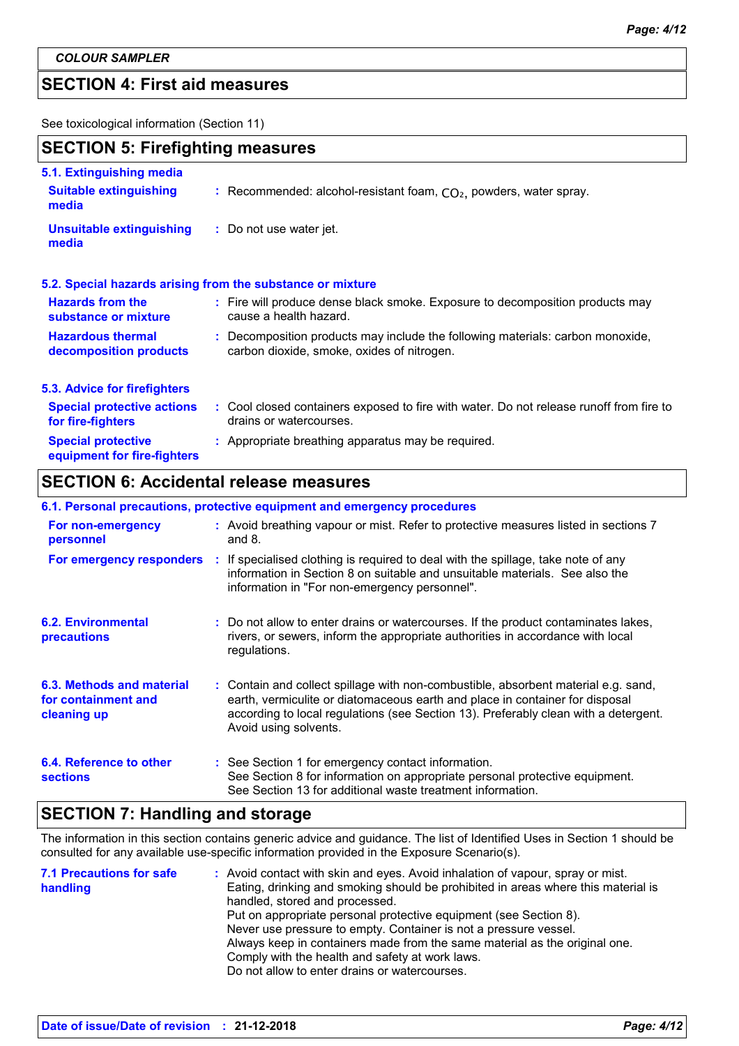## SECTION 4: First aid measures

See toxicological information (Section 11)

## SECTION 5: Firefighting measures

### 5.1. Extinguishing media

**Suitable extinguishing media** : Recommended: alcohol-resistant foam, $CO_2$, powders, water spray.

**Unsuitable extinguishing media** : Do not use water jet.

### 5.2. Special hazards arising from the substance or mixture

**Hazards from the substance or mixture** : Fire will produce dense black smoke. Exposure to decomposition products may cause a health hazard.

**Hazardous thermal decomposition products** : Decomposition products may include the following materials: carbon monoxide, carbon dioxide, smoke, oxides of nitrogen.

### 5.3. Advice for firefighters

**Special protective actions for fire-fighters** : Cool closed containers exposed to fire with water. Do not release runoff from fire to drains or watercourses.

**Special protective equipment for fire-fighters** : Appropriate breathing apparatus may be required.

## SECTION 6: Accidental release measures

### 6.1. Personal precautions, protective equipment and emergency procedures

**For non-emergency personnel** : Avoid breathing vapour or mist. Refer to protective measures listed in sections 7 and 8.

**For emergency responders** : If specialised clothing is required to deal with the spillage, take note of any information in Section 8 on suitable and unsuitable materials. See also the information in "For non-emergency personnel".

**6.2. Environmental precautions** : Do not allow to enter drains or watercourses. If the product contaminates lakes, rivers, or sewers, inform the appropriate authorities in accordance with local regulations.

**6.3. Methods and material for containment and cleaning up** : Contain and collect spillage with non-combustible, absorbent material e.g. sand, earth, vermiculite or diatomaceous earth and place in container for disposal according to local regulations (see Section 13). Preferably clean with a detergent. Avoid using solvents.

**6.4. Reference to other sections** : See Section 1 for emergency contact information.
See Section 8 for information on appropriate personal protective equipment.
See Section 13 for additional waste treatment information.

## SECTION 7: Handling and storage

The information in this section contains generic advice and guidance. The list of Identified Uses in Section 1 should be consulted for any available use-specific information provided in the Exposure Scenario(s).

**7.1 Precautions for safe handling** : Avoid contact with skin and eyes. Avoid inhalation of vapour, spray or mist.
Eating, drinking and smoking should be prohibited in areas where this material is handled, stored and processed.
Put on appropriate personal protective equipment (see Section 8).
Never use pressure to empty. Container is not a pressure vessel.
Always keep in containers made from the same material as the original one.
Comply with the health and safety at work laws.
Do not allow to enter drains or watercourses.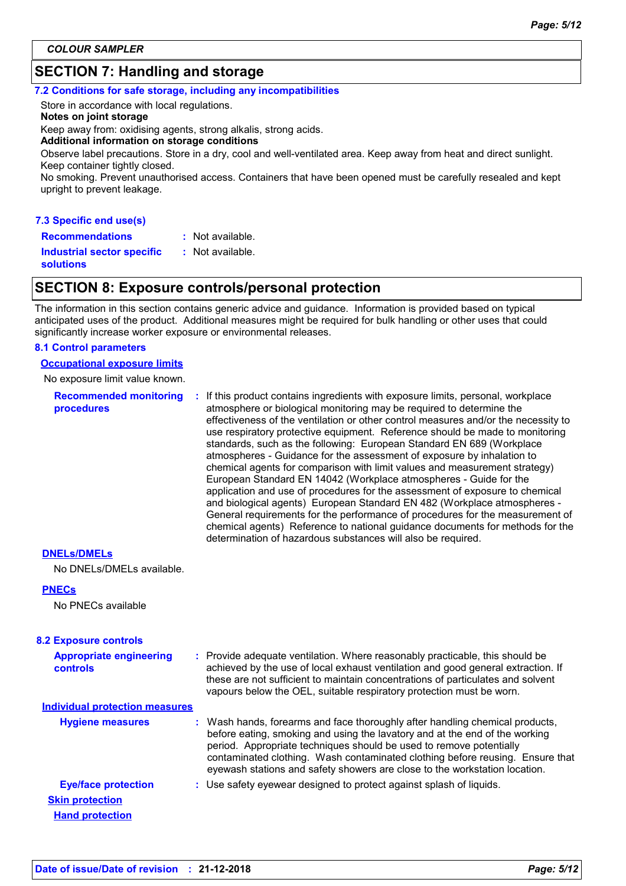COLOUR SAMPLER

## SECTION 7: Handling and storage

### 7.2 Conditions for safe storage, including any incompatibilities

Store in accordance with local regulations.

**Notes on joint storage**

Keep away from: oxidising agents, strong alkalis, strong acids.

**Additional information on storage conditions**

Observe label precautions. Store in a dry, cool and well-ventilated area. Keep away from heat and direct sunlight. Keep container tightly closed.

No smoking. Prevent unauthorised access. Containers that have been opened must be carefully resealed and kept upright to prevent leakage.

### 7.3 Specific end use(s)

**Recommendations** : Not available.

**Industrial sector specific solutions** : Not available.

## SECTION 8: Exposure controls/personal protection

The information in this section contains generic advice and guidance. Information is provided based on typical anticipated uses of the product. Additional measures might be required for bulk handling or other uses that could significantly increase worker exposure or environmental releases.

### 8.1 Control parameters

**Occupational exposure limits**

No exposure limit value known.

**Recommended monitoring procedures** : If this product contains ingredients with exposure limits, personal, workplace atmosphere or biological monitoring may be required to determine the effectiveness of the ventilation or other control measures and/or the necessity to use respiratory protective equipment. Reference should be made to monitoring standards, such as the following: European Standard EN 689 (Workplace atmospheres - Guidance for the assessment of exposure by inhalation to chemical agents for comparison with limit values and measurement strategy) European Standard EN 14042 (Workplace atmospheres - Guide for the application and use of procedures for the assessment of exposure to chemical and biological agents) European Standard EN 482 (Workplace atmospheres - General requirements for the performance of procedures for the measurement of chemical agents) Reference to national guidance documents for methods for the determination of hazardous substances will also be required.

**DNELs/DMELs**

No DNELs/DMELs available.

**PNECs**

No PNECs available

### 8.2 Exposure controls

**Appropriate engineering controls** : Provide adequate ventilation. Where reasonably practicable, this should be achieved by the use of local exhaust ventilation and good general extraction. If these are not sufficient to maintain concentrations of particulates and solvent vapours below the OEL, suitable respiratory protection must be worn.

**Individual protection measures**

**Hygiene measures** : Wash hands, forearms and face thoroughly after handling chemical products, before eating, smoking and using the lavatory and at the end of the working period. Appropriate techniques should be used to remove potentially contaminated clothing. Wash contaminated clothing before reusing. Ensure that eyewash stations and safety showers are close to the workstation location.

**Eye/face protection** : Use safety eyewear designed to protect against splash of liquids.

**Skin protection**

**Hand protection**

Date of issue/Date of revision : 21-12-2018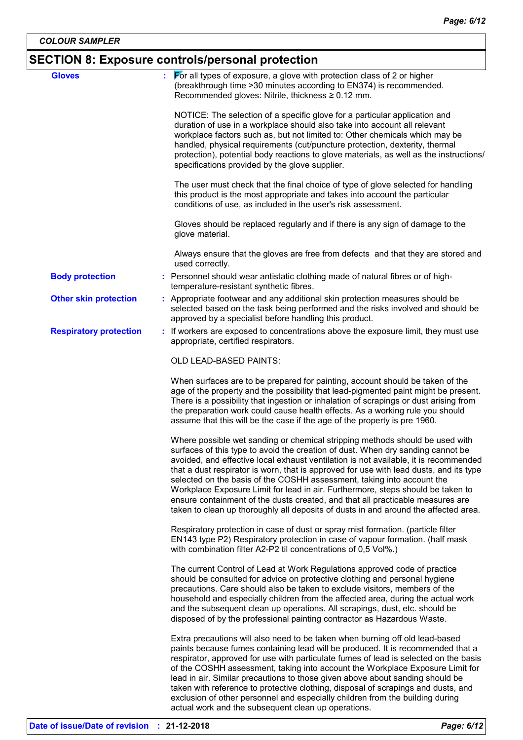## SECTION 8: Exposure controls/personal protection

**Gloves** : For all types of exposure, a glove with protection class of 2 or higher (breakthrough time >30 minutes according to EN374) is recommended. Recommended gloves: Nitrile, thickness ≥ 0.12 mm.

NOTICE: The selection of a specific glove for a particular application and duration of use in a workplace should also take into account all relevant workplace factors such as, but not limited to: Other chemicals which may be handled, physical requirements (cut/puncture protection, dexterity, thermal protection), potential body reactions to glove materials, as well as the instructions/ specifications provided by the glove supplier.

The user must check that the final choice of type of glove selected for handling this product is the most appropriate and takes into account the particular conditions of use, as included in the user's risk assessment.

Gloves should be replaced regularly and if there is any sign of damage to the glove material.

Always ensure that the gloves are free from defects and that they are stored and used correctly.

**Body protection** : Personnel should wear antistatic clothing made of natural fibres or of high-temperature-resistant synthetic fibres.

**Other skin protection** : Appropriate footwear and any additional skin protection measures should be selected based on the task being performed and the risks involved and should be approved by a specialist before handling this product.

**Respiratory protection** : If workers are exposed to concentrations above the exposure limit, they must use appropriate, certified respirators.

OLD LEAD-BASED PAINTS:

When surfaces are to be prepared for painting, account should be taken of the age of the property and the possibility that lead-pigmented paint might be present. There is a possibility that ingestion or inhalation of scrapings or dust arising from the preparation work could cause health effects. As a working rule you should assume that this will be the case if the age of the property is pre 1960.

Where possible wet sanding or chemical stripping methods should be used with surfaces of this type to avoid the creation of dust. When dry sanding cannot be avoided, and effective local exhaust ventilation is not available, it is recommended that a dust respirator is worn, that is approved for use with lead dusts, and its type selected on the basis of the COSHH assessment, taking into account the Workplace Exposure Limit for lead in air. Furthermore, steps should be taken to ensure containment of the dusts created, and that all practicable measures are taken to clean up thoroughly all deposits of dusts in and around the affected area.

Respiratory protection in case of dust or spray mist formation. (particle filter EN143 type P2) Respiratory protection in case of vapour formation. (half mask with combination filter A2-P2 til concentrations of 0,5 Vol%.)

The current Control of Lead at Work Regulations approved code of practice should be consulted for advice on protective clothing and personal hygiene precautions. Care should also be taken to exclude visitors, members of the household and especially children from the affected area, during the actual work and the subsequent clean up operations. All scrapings, dust, etc. should be disposed of by the professional painting contractor as Hazardous Waste.

Extra precautions will also need to be taken when burning off old lead-based paints because fumes containing lead will be produced. It is recommended that a respirator, approved for use with particulate fumes of lead is selected on the basis of the COSHH assessment, taking into account the Workplace Exposure Limit for lead in air. Similar precautions to those given above about sanding should be taken with reference to protective clothing, disposal of scrapings and dusts, and exclusion of other personnel and especially children from the building during actual work and the subsequent clean up operations.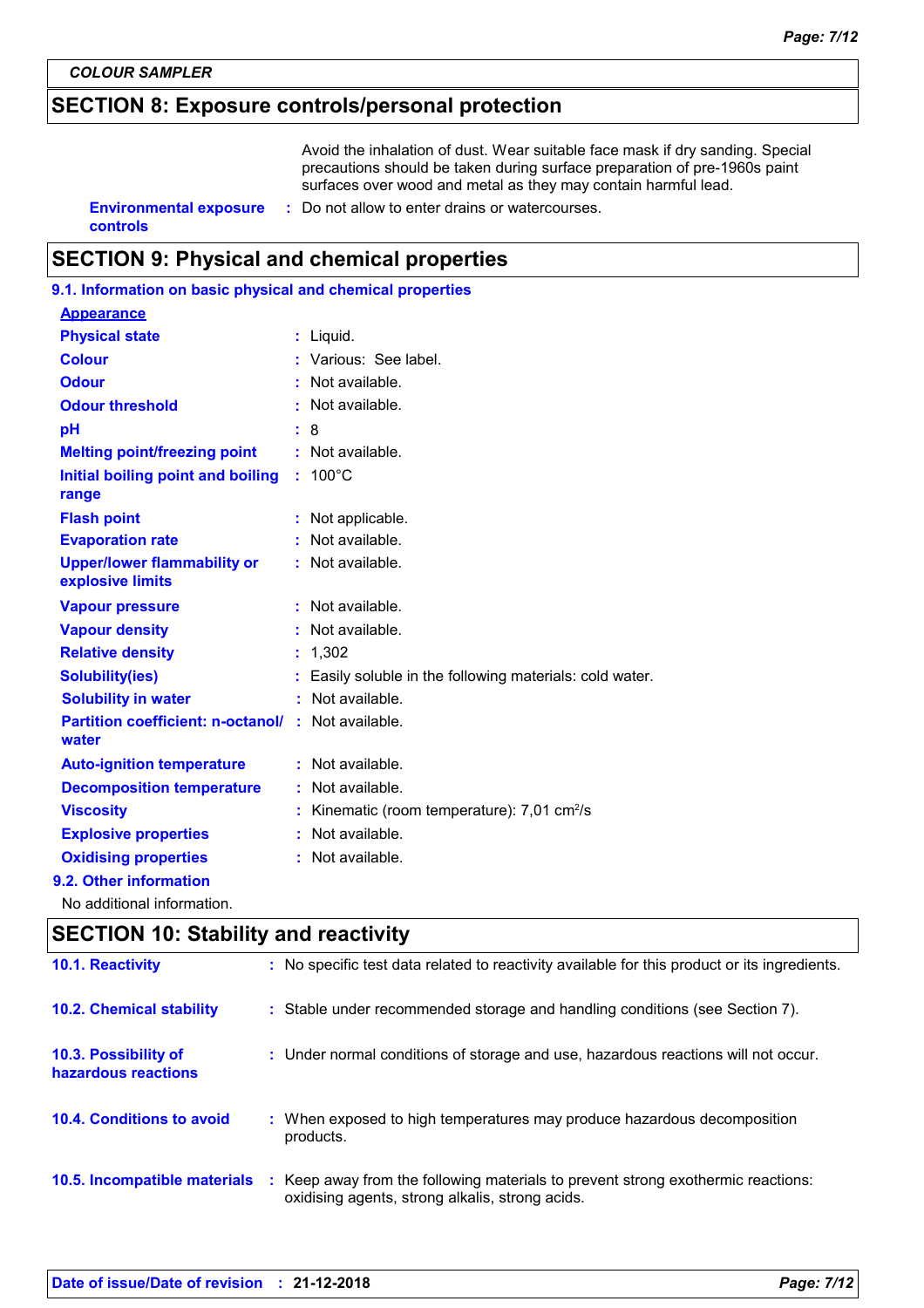*COLOUR SAMPLER*

## SECTION 8: Exposure controls/personal protection

Avoid the inhalation of dust. Wear suitable face mask if dry sanding. Special precautions should be taken during surface preparation of pre-1960s paint surfaces over wood and metal as they may contain harmful lead.

| | | |
|---|---|---|
| **Environmental exposure controls** | : | Do not allow to enter drains or watercourses. |

## SECTION 9: Physical and chemical properties

### 9.1. Information on basic physical and chemical properties

**Appearance**

| | | |
|---|---|---|
| **Physical state** | : | Liquid. |
| **Colour** | : | Various: See label. |
| **Odour** | : | Not available. |
| **Odour threshold** | : | Not available. |
| **pH** | : | 8 |
| **Melting point/freezing point** | : | Not available. |
| **Initial boiling point and boiling range** | : | 100°C |
| **Flash point** | : | Not applicable. |
| **Evaporation rate** | : | Not available. |
| **Upper/lower flammability or explosive limits** | : | Not available. |
| **Vapour pressure** | : | Not available. |
| **Vapour density** | : | Not available. |
| **Relative density** | : | 1,302 |
| **Solubility(ies)** | : | Easily soluble in the following materials: cold water. |
| **Solubility in water** | : | Not available. |
| **Partition coefficient: n-octanol/ water** | : | Not available. |
| **Auto-ignition temperature** | : | Not available. |
| **Decomposition temperature** | : | Not available. |
| **Viscosity** | : | Kinematic (room temperature): 7,01 $cm^2/s$ |
| **Explosive properties** | : | Not available. |
| **Oxidising properties** | : | Not available. |

### 9.2. Other information

No additional information.

## SECTION 10: Stability and reactivity

| | | |
|---|---|---|
| **10.1. Reactivity** | : | No specific test data related to reactivity available for this product or its ingredients. |
| **10.2. Chemical stability** | : | Stable under recommended storage and handling conditions (see Section 7). |
| **10.3. Possibility of hazardous reactions** | : | Under normal conditions of storage and use, hazardous reactions will not occur. |
| **10.4. Conditions to avoid** | : | When exposed to high temperatures may produce hazardous decomposition products. |
| **10.5. Incompatible materials** | : | Keep away from the following materials to prevent strong exothermic reactions: oxidising agents, strong alkalis, strong acids. |

**Date of issue/Date of revision** : **21-12-2018**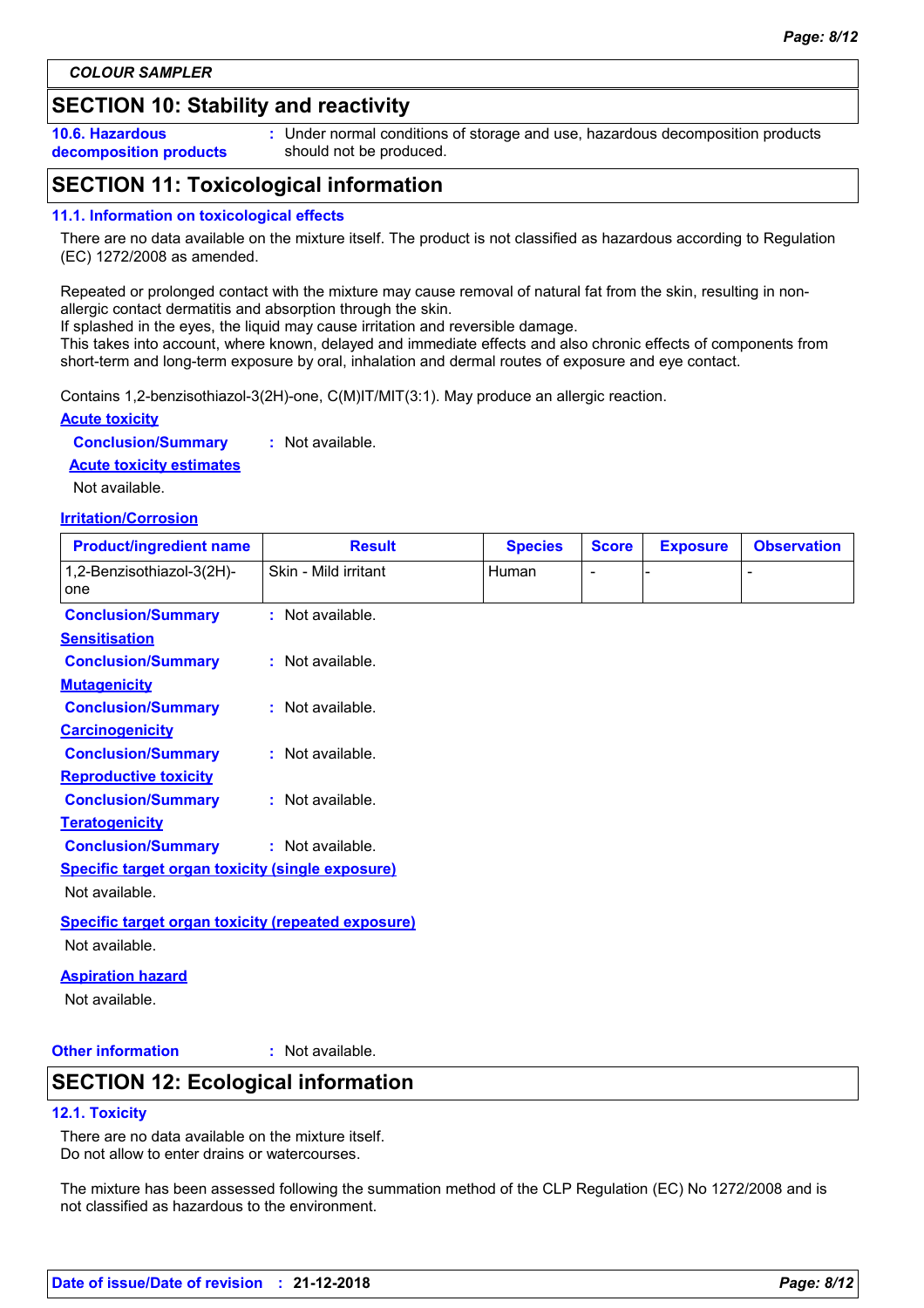COLOUR SAMPLER

## SECTION 10: Stability and reactivity

**10.6. Hazardous decomposition products** : Under normal conditions of storage and use, hazardous decomposition products should not be produced.

## SECTION 11: Toxicological information

### 11.1. Information on toxicological effects

There are no data available on the mixture itself. The product is not classified as hazardous according to Regulation (EC) 1272/2008 as amended.

Repeated or prolonged contact with the mixture may cause removal of natural fat from the skin, resulting in non-allergic contact dermatitis and absorption through the skin.
If splashed in the eyes, the liquid may cause irritation and reversible damage.
This takes into account, where known, delayed and immediate effects and also chronic effects of components from short-term and long-term exposure by oral, inhalation and dermal routes of exposure and eye contact.

Contains 1,2-benzisothiazol-3(2H)-one, C(M)IT/MIT(3:1). May produce an allergic reaction.

**Acute toxicity**

**Conclusion/Summary** : Not available.

**Acute toxicity estimates**

Not available.

**Irritation/Corrosion**

| Product/ingredient name | Result | Species | Score | Exposure | Observation |
|---|---|---|---|---|---|
| 1,2-Benzisothiazol-3(2H)-one | Skin - Mild irritant | Human | - | - | - |

**Conclusion/Summary** : Not available.

**Sensitisation**

**Conclusion/Summary** : Not available.

**Mutagenicity**

**Conclusion/Summary** : Not available.

**Carcinogenicity**

**Conclusion/Summary** : Not available.

**Reproductive toxicity**

**Conclusion/Summary** : Not available.

**Teratogenicity**

**Conclusion/Summary** : Not available.

**Specific target organ toxicity (single exposure)**

Not available.

**Specific target organ toxicity (repeated exposure)**

Not available.

**Aspiration hazard**

Not available.

**Other information** : Not available.

## SECTION 12: Ecological information

### 12.1. Toxicity

There are no data available on the mixture itself.
Do not allow to enter drains or watercourses.

The mixture has been assessed following the summation method of the CLP Regulation (EC) No 1272/2008 and is not classified as hazardous to the environment.

**Date of issue/Date of revision** : **21-12-2018**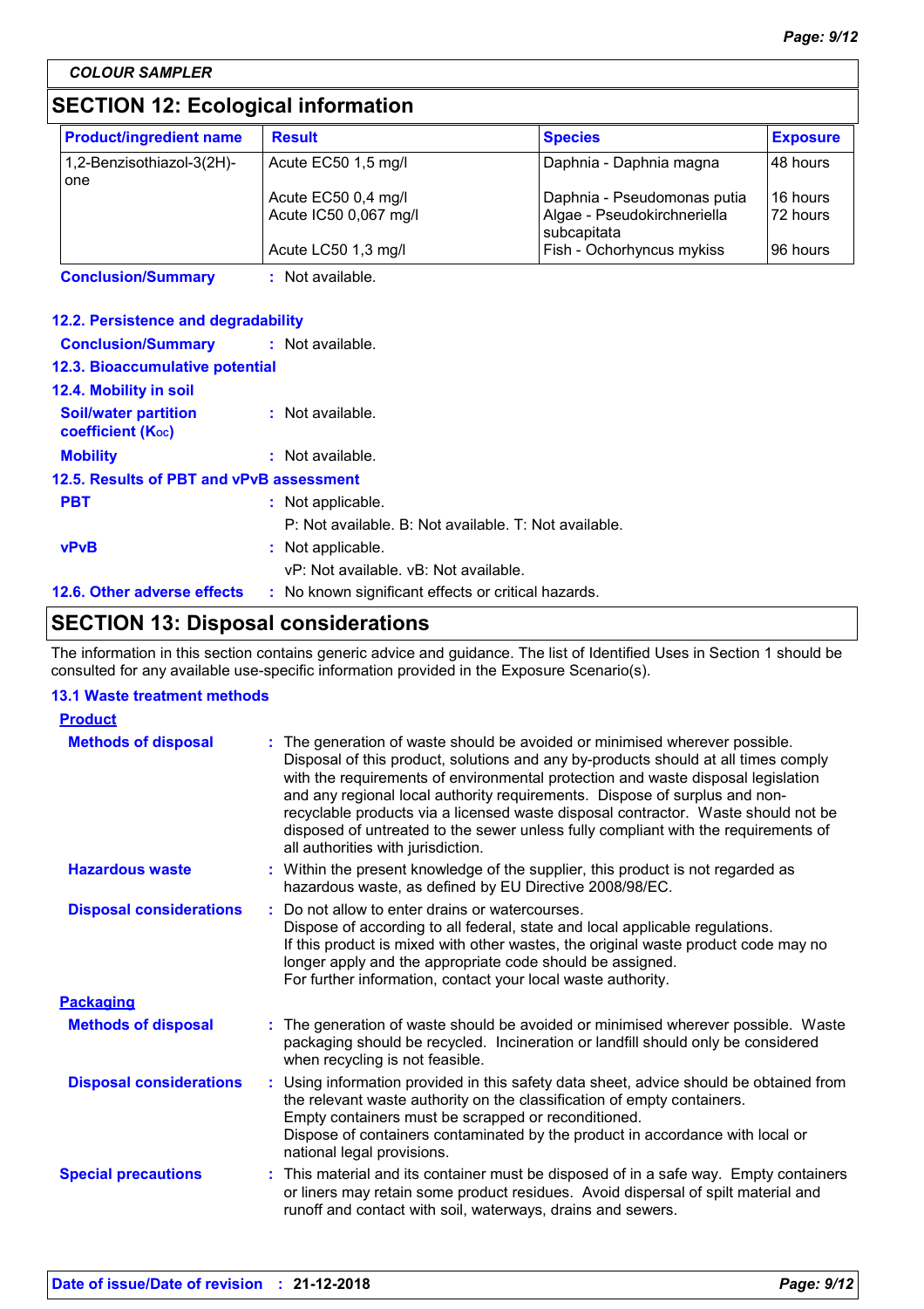COLOUR SAMPLER

## SECTION 12: Ecological information

| Product/ingredient name | Result | Species | Exposure |
|---|---|---|---|
| 1,2-Benzisothiazol-3(2H)-one | Acute EC50 1,5 mg/l | Daphnia - Daphnia magna | 48 hours |
| | Acute EC50 0,4 mg/l | Daphnia - Pseudomonas putia | 16 hours |
| | Acute IC50 0,067 mg/l | Algae - Pseudokirchneriella subcapitata | 72 hours |
| | Acute LC50 1,3 mg/l | Fish - Ochorhyncus mykiss | 96 hours |

**Conclusion/Summary** : Not available.

### 12.2. Persistence and degradability

**Conclusion/Summary** : Not available.

### 12.3. Bioaccumulative potential

### 12.4. Mobility in soil

**Soil/water partition coefficient ($K_{OC}$)** : Not available.

**Mobility** : Not available.

### 12.5. Results of PBT and vPvB assessment

**PBT** : Not applicable.
P: Not available. B: Not available. T: Not available.

**vPvB** : Not applicable.
vP: Not available. vB: Not available.

### 12.6. Other adverse effects

: No known significant effects or critical hazards.

## SECTION 13: Disposal considerations

The information in this section contains generic advice and guidance. The list of Identified Uses in Section 1 should be consulted for any available use-specific information provided in the Exposure Scenario(s).

### 13.1 Waste treatment methods

**Product**

**Methods of disposal** : The generation of waste should be avoided or minimised wherever possible. Disposal of this product, solutions and any by-products should at all times comply with the requirements of environmental protection and waste disposal legislation and any regional local authority requirements. Dispose of surplus and non-recyclable products via a licensed waste disposal contractor. Waste should not be disposed of untreated to the sewer unless fully compliant with the requirements of all authorities with jurisdiction.

**Hazardous waste** : Within the present knowledge of the supplier, this product is not regarded as hazardous waste, as defined by EU Directive 2008/98/EC.

**Disposal considerations** : Do not allow to enter drains or watercourses.
Dispose of according to all federal, state and local applicable regulations.
If this product is mixed with other wastes, the original waste product code may no longer apply and the appropriate code should be assigned.
For further information, contact your local waste authority.

**Packaging**

**Methods of disposal** : The generation of waste should be avoided or minimised wherever possible. Waste packaging should be recycled. Incineration or landfill should only be considered when recycling is not feasible.

**Disposal considerations** : Using information provided in this safety data sheet, advice should be obtained from the relevant waste authority on the classification of empty containers.
Empty containers must be scrapped or reconditioned.
Dispose of containers contaminated by the product in accordance with local or national legal provisions.

**Special precautions** : This material and its container must be disposed of in a safe way. Empty containers or liners may retain some product residues. Avoid dispersal of spilt material and runoff and contact with soil, waterways, drains and sewers.

Date of issue/Date of revision : 21-12-2018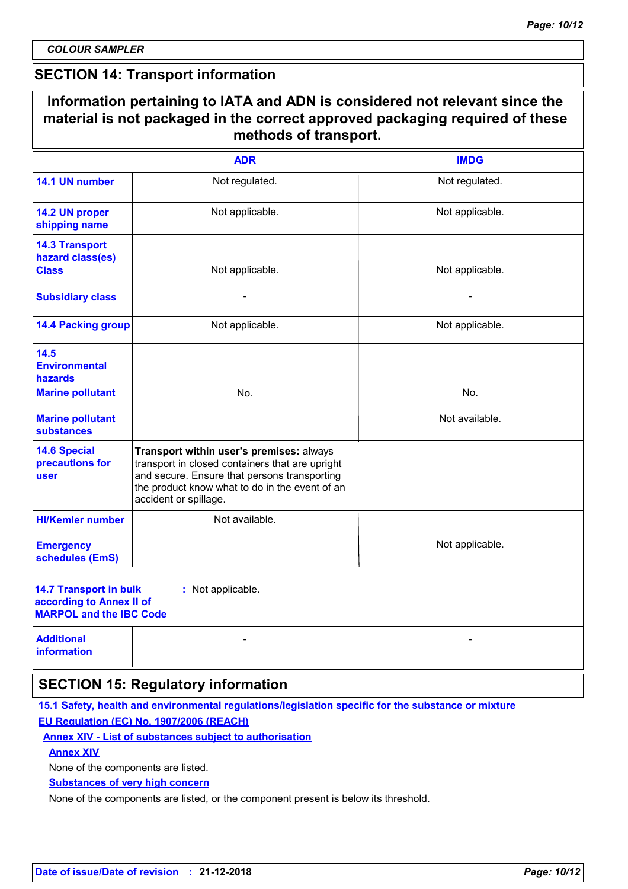## SECTION 14: Transport information

**Information pertaining to IATA and ADN is considered not relevant since the material is not packaged in the correct approved packaging required of these methods of transport.**

| | ADR | IMDG |
|---|---|---|
| **14.1 UN number** | Not regulated. | Not regulated. |
| **14.2 UN proper shipping name** | Not applicable. | Not applicable. |
| **14.3 Transport hazard class(es)** **Class** | Not applicable. | Not applicable. |
| **Subsidiary class** | - | - |
| **14.4 Packing group** | Not applicable. | Not applicable. |
| **14.5 Environmental hazards** **Marine pollutant** | No. | No. |
| **Marine pollutant substances** | | Not available. |
| **14.6 Special precautions for user** | **Transport within user's premises:** always transport in closed containers that are upright and secure. Ensure that persons transporting the product know what to do in the event of an accident or spillage. | |
| **HI/Kemler number** | Not available. | |
| **Emergency schedules (EmS)** | | Not applicable. |

**14.7 Transport in bulk according to Annex II of MARPOL and the IBC Code** : Not applicable.

| | | |
|---|---|---|
| **Additional information** | - | - |

## SECTION 15: Regulatory information

**15.1 Safety, health and environmental regulations/legislation specific for the substance or mixture**

**EU Regulation (EC) No. 1907/2006 (REACH)**

**Annex XIV - List of substances subject to authorisation**

**Annex XIV**

None of the components are listed.

**Substances of very high concern**

None of the components are listed, or the component present is below its threshold.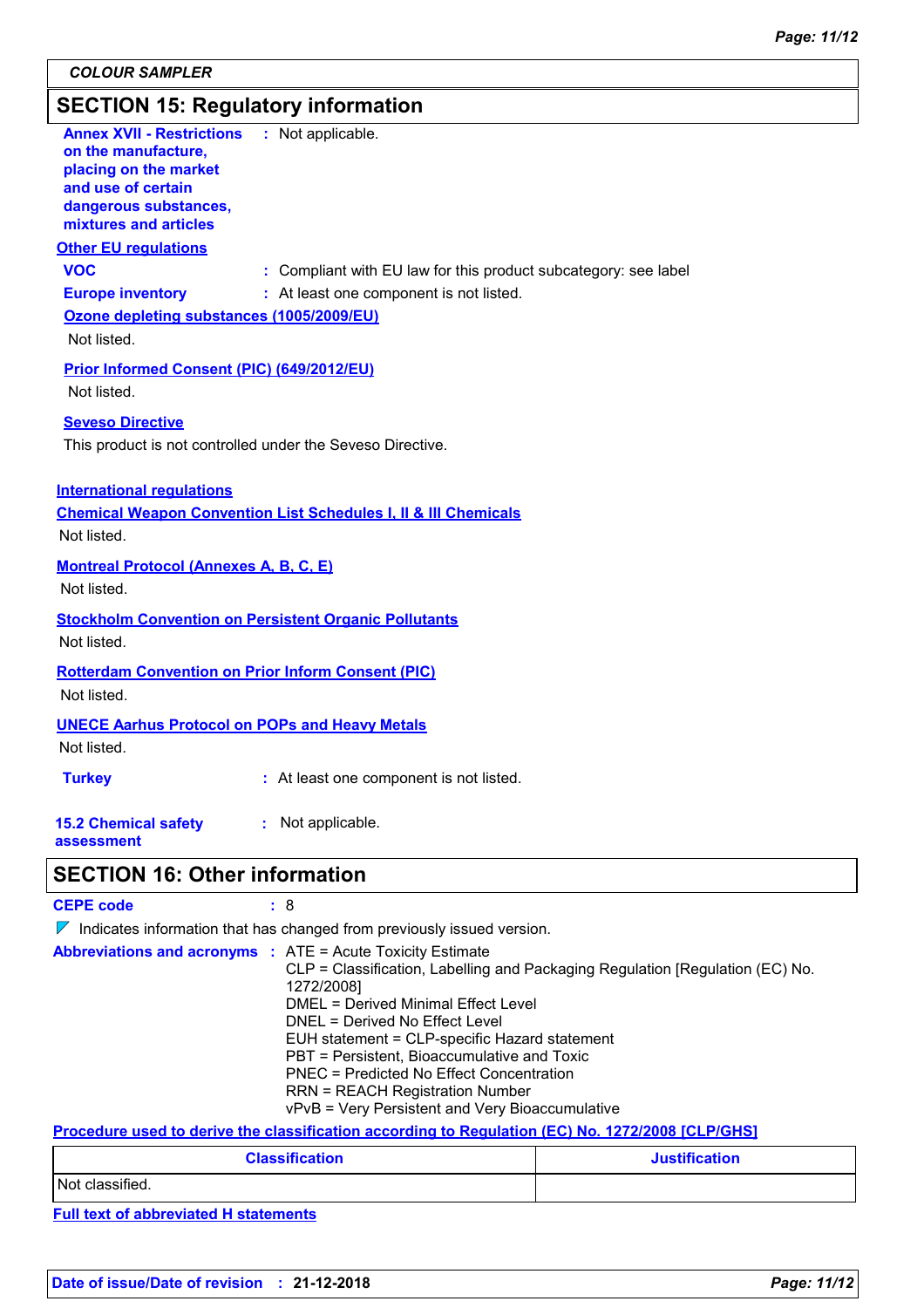**COLOUR SAMPLER**

## SECTION 15: Regulatory information

**Annex XVII - Restrictions on the manufacture, placing on the market and use of certain dangerous substances, mixtures and articles** : Not applicable.

**Other EU regulations**

**VOC** : Compliant with EU law for this product subcategory: see label

**Europe inventory** : At least one component is not listed.

**Ozone depleting substances (1005/2009/EU)**

Not listed.

**Prior Informed Consent (PIC) (649/2012/EU)**

Not listed.

**Seveso Directive**

This product is not controlled under the Seveso Directive.

**International regulations**

**Chemical Weapon Convention List Schedules I, II & III Chemicals**

Not listed.

**Montreal Protocol (Annexes A, B, C, E)**

Not listed.

**Stockholm Convention on Persistent Organic Pollutants**

Not listed.

**Rotterdam Convention on Prior Inform Consent (PIC)**

Not listed.

**UNECE Aarhus Protocol on POPs and Heavy Metals**

Not listed.

**Turkey** : At least one component is not listed.

**15.2 Chemical safety assessment** : Not applicable.

## SECTION 16: Other information

**CEPE code** : 8

Indicates information that has changed from previously issued version.

**Abbreviations and acronyms** :
ATE = Acute Toxicity Estimate
CLP = Classification, Labelling and Packaging Regulation [Regulation (EC) No. 1272/2008]
DMEL = Derived Minimal Effect Level
DNEL = Derived No Effect Level
EUH statement = CLP-specific Hazard statement
PBT = Persistent, Bioaccumulative and Toxic
PNEC = Predicted No Effect Concentration
RRN = REACH Registration Number
vPvB = Very Persistent and Very Bioaccumulative

**Procedure used to derive the classification according to Regulation (EC) No. 1272/2008 [CLP/GHS]**

| Classification | Justification |
|---|---|
| Not classified. | |

**Full text of abbreviated H statements**

**Date of issue/Date of revision** : 21-12-2018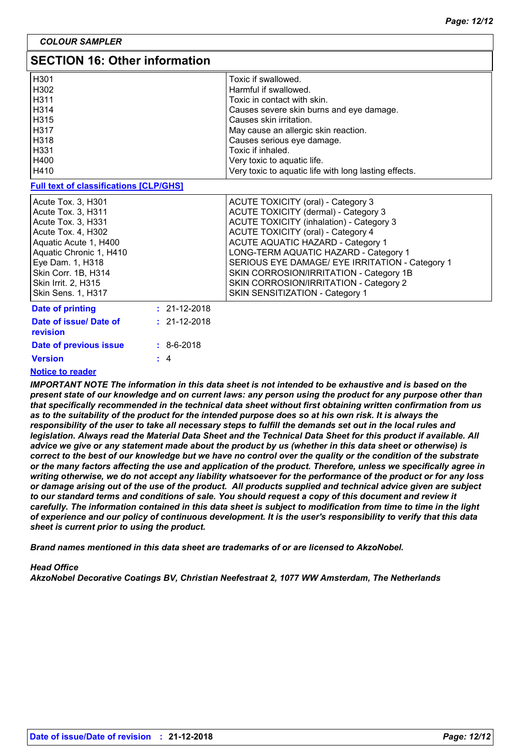COLOUR SAMPLER

## SECTION 16: Other information

| | |
|---|---|
| H301 | Toxic if swallowed. |
| H302 | Harmful if swallowed. |
| H311 | Toxic in contact with skin. |
| H314 | Causes severe skin burns and eye damage. |
| H315 | Causes skin irritation. |
| H317 | May cause an allergic skin reaction. |
| H318 | Causes serious eye damage. |
| H331 | Toxic if inhaled. |
| H400 | Very toxic to aquatic life. |
| H410 | Very toxic to aquatic life with long lasting effects. |

**Full text of classifications [CLP/GHS]**

| | |
|---|---|
| Acute Tox. 3, H301 | ACUTE TOXICITY (oral) - Category 3 |
| Acute Tox. 3, H311 | ACUTE TOXICITY (dermal) - Category 3 |
| Acute Tox. 3, H331 | ACUTE TOXICITY (inhalation) - Category 3 |
| Acute Tox. 4, H302 | ACUTE TOXICITY (oral) - Category 4 |
| Aquatic Acute 1, H400 | ACUTE AQUATIC HAZARD - Category 1 |
| Aquatic Chronic 1, H410 | LONG-TERM AQUATIC HAZARD - Category 1 |
| Eye Dam. 1, H318 | SERIOUS EYE DAMAGE/ EYE IRRITATION - Category 1 |
| Skin Corr. 1B, H314 | SKIN CORROSION/IRRITATION - Category 1B |
| Skin Irrit. 2, H315 | SKIN CORROSION/IRRITATION - Category 2 |
| Skin Sens. 1, H317 | SKIN SENSITIZATION - Category 1 |

**Date of printing** : 21-12-2018

**Date of issue/ Date of revision** : 21-12-2018

**Date of previous issue** : 8-6-2018

**Version** : 4

**Notice to reader**

***IMPORTANT NOTE The information in this data sheet is not intended to be exhaustive and is based on the present state of our knowledge and on current laws: any person using the product for any purpose other than that specifically recommended in the technical data sheet without first obtaining written confirmation from us as to the suitability of the product for the intended purpose does so at his own risk. It is always the responsibility of the user to take all necessary steps to fulfill the demands set out in the local rules and legislation. Always read the Material Data Sheet and the Technical Data Sheet for this product if available. All advice we give or any statement made about the product by us (whether in this data sheet or otherwise) is correct to the best of our knowledge but we have no control over the quality or the condition of the substrate or the many factors affecting the use and application of the product. Therefore, unless we specifically agree in writing otherwise, we do not accept any liability whatsoever for the performance of the product or for any loss or damage arising out of the use of the product. All products supplied and technical advice given are subject to our standard terms and conditions of sale. You should request a copy of this document and review it carefully. The information contained in this data sheet is subject to modification from time to time in the light of experience and our policy of continuous development. It is the user's responsibility to verify that this data sheet is current prior to using the product.***

***Brand names mentioned in this data sheet are trademarks of or are licensed to AkzoNobel.***

***Head Office***

***AkzoNobel Decorative Coatings BV, Christian Neefestraat 2, 1077 WW Amsterdam, The Netherlands***